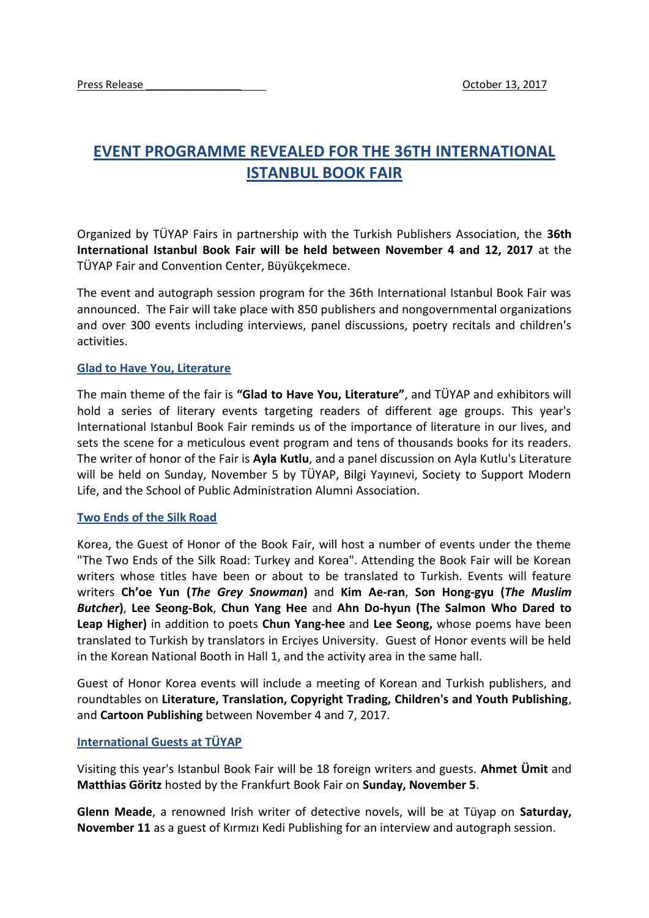Press Release October 13, 2017

# EVENT PROGRAMME REVEALED FOR THE 36TH INTERNATIONAL ISTANBUL BOOK FAIR

Organized by TÜYAP Fairs in partnership with the Turkish Publishers Association, the **36th International Istanbul Book Fair will be held between November 4 and 12, 2017** at the TÜYAP Fair and Convention Center, Büyükçekmece.

The event and autograph session program for the 36th International Istanbul Book Fair was announced. The Fair will take place with 850 publishers and nongovernmental organizations and over 300 events including interviews, panel discussions, poetry recitals and children's activities.

## Glad to Have You, Literature

The main theme of the fair is **"Glad to Have You, Literature"**, and TÜYAP and exhibitors will hold a series of literary events targeting readers of different age groups. This year's International Istanbul Book Fair reminds us of the importance of literature in our lives, and sets the scene for a meticulous event program and tens of thousands books for its readers. The writer of honor of the Fair is **Ayla Kutlu**, and a panel discussion on Ayla Kutlu's Literature will be held on Sunday, November 5 by TÜYAP, Bilgi Yayınevi, Society to Support Modern Life, and the School of Public Administration Alumni Association.

## Two Ends of the Silk Road

Korea, the Guest of Honor of the Book Fair, will host a number of events under the theme "The Two Ends of the Silk Road: Turkey and Korea". Attending the Book Fair will be Korean writers whose titles have been or about to be translated to Turkish. Events will feature writers **Ch'oe Yun (*The Grey Snowman*)** and **Kim Ae-ran**, **Son Hong-gyu (*The Muslim Butcher*)**, **Lee Seong-Bok**, **Chun Yang Hee** and **Ahn Do-hyun (The Salmon Who Dared to Leap Higher)** in addition to poets **Chun Yang-hee** and **Lee Seong,** whose poems have been translated to Turkish by translators in Erciyes University. Guest of Honor events will be held in the Korean National Booth in Hall 1, and the activity area in the same hall.

Guest of Honor Korea events will include a meeting of Korean and Turkish publishers, and roundtables on **Literature, Translation, Copyright Trading, Children's and Youth Publishing**, and **Cartoon Publishing** between November 4 and 7, 2017.

## International Guests at TÜYAP

Visiting this year's Istanbul Book Fair will be 18 foreign writers and guests. **Ahmet Ümit** and **Matthias Göritz** hosted by the Frankfurt Book Fair on **Sunday, November 5**.

**Glenn Meade**, a renowned Irish writer of detective novels, will be at Tüyap on **Saturday, November 11** as a guest of Kırmızı Kedi Publishing for an interview and autograph session.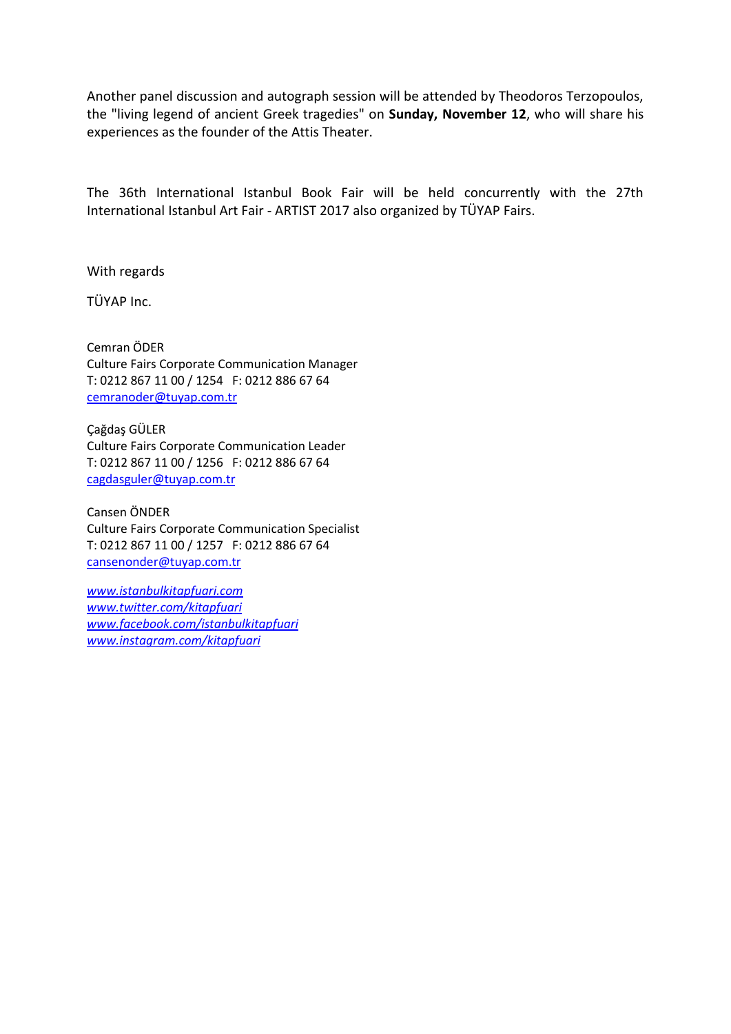Another panel discussion and autograph session will be attended by Theodoros Terzopoulos, the "living legend of ancient Greek tragedies" on **Sunday, November 12**, who will share his experiences as the founder of the Attis Theater.

The 36th International Istanbul Book Fair will be held concurrently with the 27th International Istanbul Art Fair - ARTIST 2017 also organized by TÜYAP Fairs.

With regards

TÜYAP Inc.

Cemran ÖDER
Culture Fairs Corporate Communication Manager
T: 0212 867 11 00 / 1254   F: 0212 886 67 64
cemranoder@tuyap.com.tr

Çağdaş GÜLER
Culture Fairs Corporate Communication Leader
T: 0212 867 11 00 / 1256   F: 0212 886 67 64
cagdasguler@tuyap.com.tr

Cansen ÖNDER
Culture Fairs Corporate Communication Specialist
T: 0212 867 11 00 / 1257   F: 0212 886 67 64
cansenonder@tuyap.com.tr

*www.istanbulkitapfuari.com*
*www.twitter.com/kitapfuari*
*www.facebook.com/istanbulkitapfuari*
*www.instagram.com/kitapfuari*